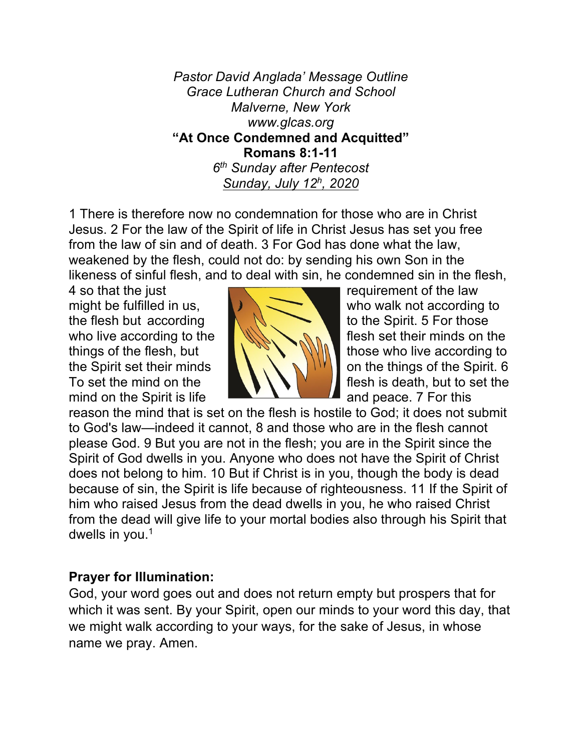*Pastor David Anglada' Message Outline*
*Grace Lutheran Church and School*
*Malverne, New York*
*www.glcas.org*
**"At Once Condemned and Acquitted"**
**Romans 8:1-11**
*6th Sunday after Pentecost*
*Sunday, July 12h, 2020*

1 There is therefore now no condemnation for those who are in Christ Jesus. 2 For the law of the Spirit of life in Christ Jesus has set you free from the law of sin and of death. 3 For God has done what the law, weakened by the flesh, could not do: by sending his own Son in the likeness of sinful flesh, and to deal with sin, he condemned sin in the flesh, 4 so that the just requirement of the law might be fulfilled in us, who walk not according to the flesh but according to the Spirit. 5 For those who live according to the flesh set their minds on the things of the flesh, but those who live according to the Spirit set their minds on the things of the Spirit. 6 To set the mind on the flesh is death, but to set the mind on the Spirit is life and peace. 7 For this reason the mind that is set on the flesh is hostile to God; it does not submit to God's law—indeed it cannot, 8 and those who are in the flesh cannot please God. 9 But you are not in the flesh; you are in the Spirit since the Spirit of God dwells in you. Anyone who does not have the Spirit of Christ does not belong to him. 10 But if Christ is in you, though the body is dead because of sin, the Spirit is life because of righteousness. 11 If the Spirit of him who raised Jesus from the dead dwells in you, he who raised Christ from the dead will give life to your mortal bodies also through his Spirit that dwells in you.[1]

## Prayer for Illumination:

God, your word goes out and does not return empty but prospers that for which it was sent. By your Spirit, open our minds to your word this day, that we might walk according to your ways, for the sake of Jesus, in whose name we pray. Amen.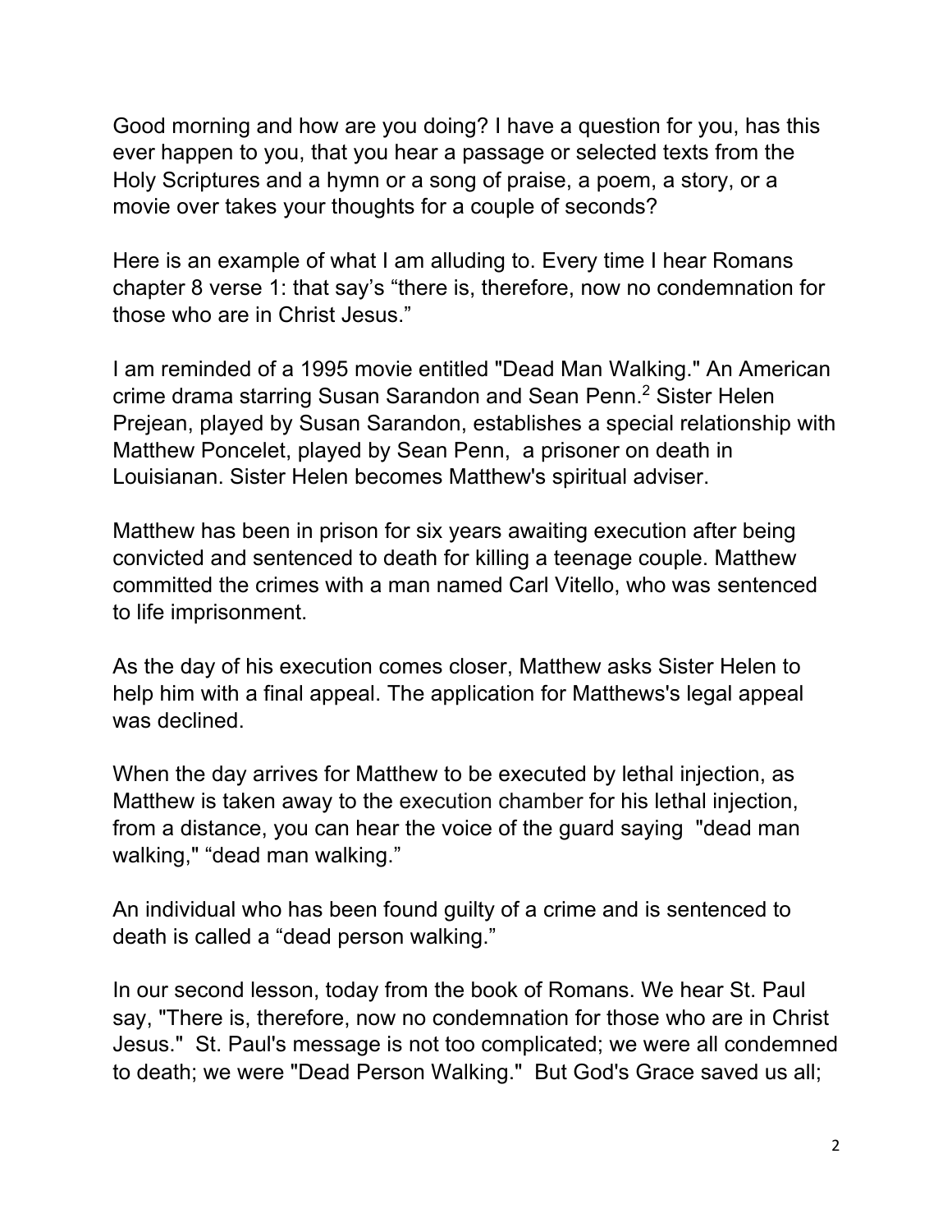Good morning and how are you doing? I have a question for you, has this ever happen to you, that you hear a passage or selected texts from the Holy Scriptures and a hymn or a song of praise, a poem, a story, or a movie over takes your thoughts for a couple of seconds?

Here is an example of what I am alluding to. Every time I hear Romans chapter 8 verse 1: that say's "there is, therefore, now no condemnation for those who are in Christ Jesus."

I am reminded of a 1995 movie entitled "Dead Man Walking." An American crime drama starring Susan Sarandon and Sean Penn.[2] Sister Helen Prejean, played by Susan Sarandon, establishes a special relationship with Matthew Poncelet, played by Sean Penn, a prisoner on death in Louisianan. Sister Helen becomes Matthew's spiritual adviser.

Matthew has been in prison for six years awaiting execution after being convicted and sentenced to death for killing a teenage couple. Matthew committed the crimes with a man named Carl Vitello, who was sentenced to life imprisonment.

As the day of his execution comes closer, Matthew asks Sister Helen to help him with a final appeal. The application for Matthews's legal appeal was declined.

When the day arrives for Matthew to be executed by lethal injection, as Matthew is taken away to the execution chamber for his lethal injection, from a distance, you can hear the voice of the guard saying "dead man walking," "dead man walking."

An individual who has been found guilty of a crime and is sentenced to death is called a "dead person walking."

In our second lesson, today from the book of Romans. We hear St. Paul say, "There is, therefore, now no condemnation for those who are in Christ Jesus." St. Paul's message is not too complicated; we were all condemned to death; we were "Dead Person Walking." But God's Grace saved us all;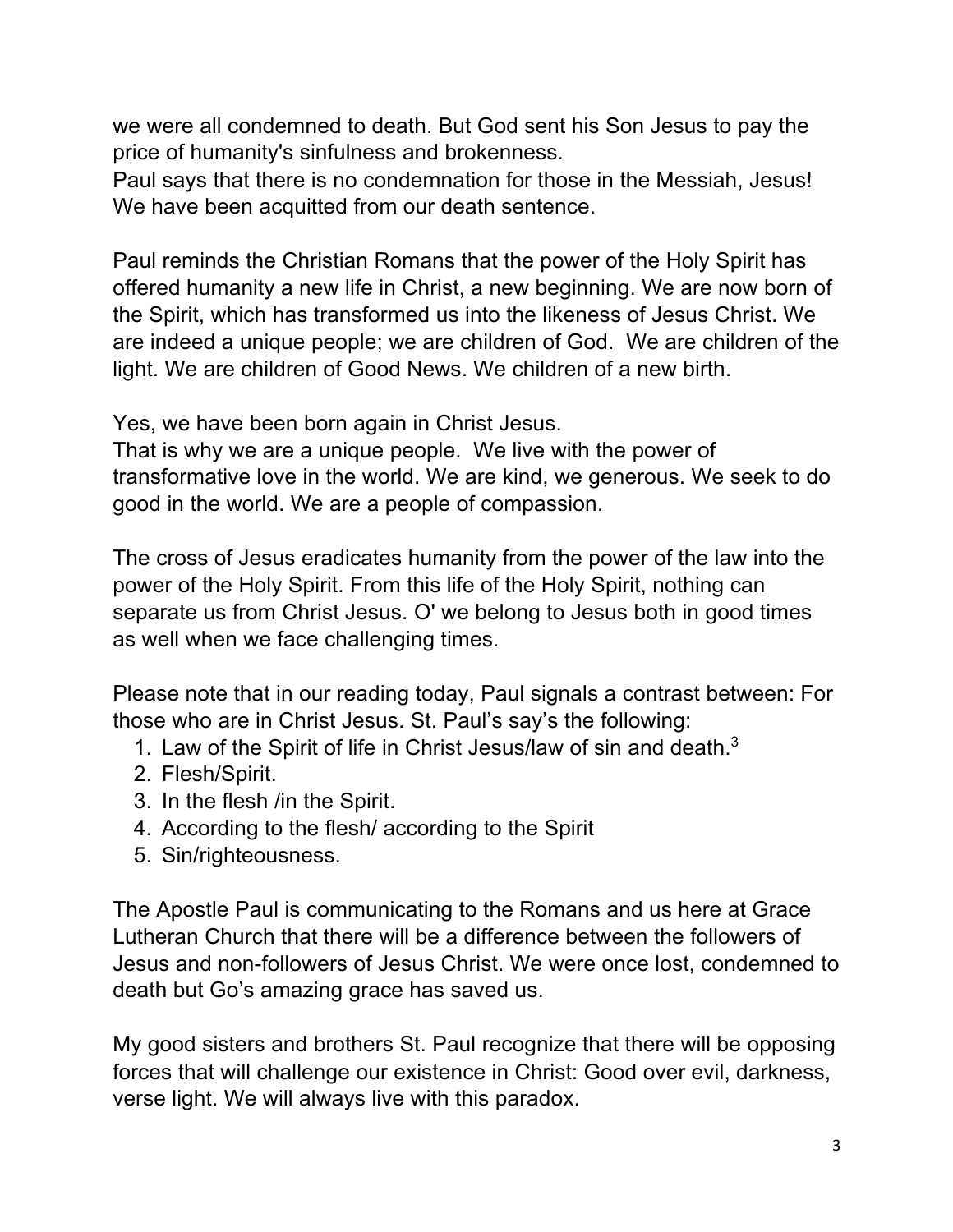we were all condemned to death. But God sent his Son Jesus to pay the price of humanity's sinfulness and brokenness.
Paul says that there is no condemnation for those in the Messiah, Jesus! We have been acquitted from our death sentence.

Paul reminds the Christian Romans that the power of the Holy Spirit has offered humanity a new life in Christ, a new beginning. We are now born of the Spirit, which has transformed us into the likeness of Jesus Christ. We are indeed a unique people; we are children of God. We are children of the light. We are children of Good News. We children of a new birth.

Yes, we have been born again in Christ Jesus.
That is why we are a unique people. We live with the power of transformative love in the world. We are kind, we generous. We seek to do good in the world. We are a people of compassion.

The cross of Jesus eradicates humanity from the power of the law into the power of the Holy Spirit. From this life of the Holy Spirit, nothing can separate us from Christ Jesus. O' we belong to Jesus both in good times as well when we face challenging times.

Please note that in our reading today, Paul signals a contrast between: For those who are in Christ Jesus. St. Paul's say's the following:

1. Law of the Spirit of life in Christ Jesus/law of sin and death.[3]
2. Flesh/Spirit.
3. In the flesh /in the Spirit.
4. According to the flesh/ according to the Spirit
5. Sin/righteousness.

The Apostle Paul is communicating to the Romans and us here at Grace Lutheran Church that there will be a difference between the followers of Jesus and non-followers of Jesus Christ. We were once lost, condemned to death but Go's amazing grace has saved us.

My good sisters and brothers St. Paul recognize that there will be opposing forces that will challenge our existence in Christ: Good over evil, darkness, verse light. We will always live with this paradox.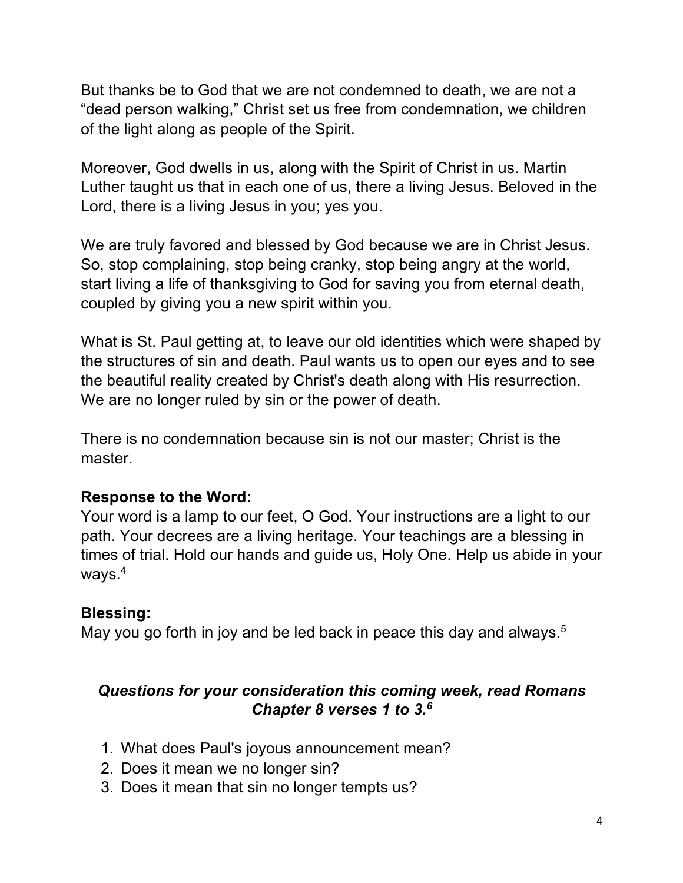But thanks be to God that we are not condemned to death, we are not a "dead person walking," Christ set us free from condemnation, we children of the light along as people of the Spirit.

Moreover, God dwells in us, along with the Spirit of Christ in us. Martin Luther taught us that in each one of us, there a living Jesus. Beloved in the Lord, there is a living Jesus in you; yes you.

We are truly favored and blessed by God because we are in Christ Jesus. So, stop complaining, stop being cranky, stop being angry at the world, start living a life of thanksgiving to God for saving you from eternal death, coupled by giving you a new spirit within you.

What is St. Paul getting at, to leave our old identities which were shaped by the structures of sin and death. Paul wants us to open our eyes and to see the beautiful reality created by Christ's death along with His resurrection. We are no longer ruled by sin or the power of death.

There is no condemnation because sin is not our master; Christ is the master.

**Response to the Word:**
Your word is a lamp to our feet, O God. Your instructions are a light to our path. Your decrees are a living heritage. Your teachings are a blessing in times of trial. Hold our hands and guide us, Holy One. Help us abide in your ways.[4]

**Blessing:**
May you go forth in joy and be led back in peace this day and always.[5]

***Questions for your consideration this coming week, read Romans Chapter 8 verses 1 to 3.[6]***

1. What does Paul's joyous announcement mean?
2. Does it mean we no longer sin?
3. Does it mean that sin no longer tempts us?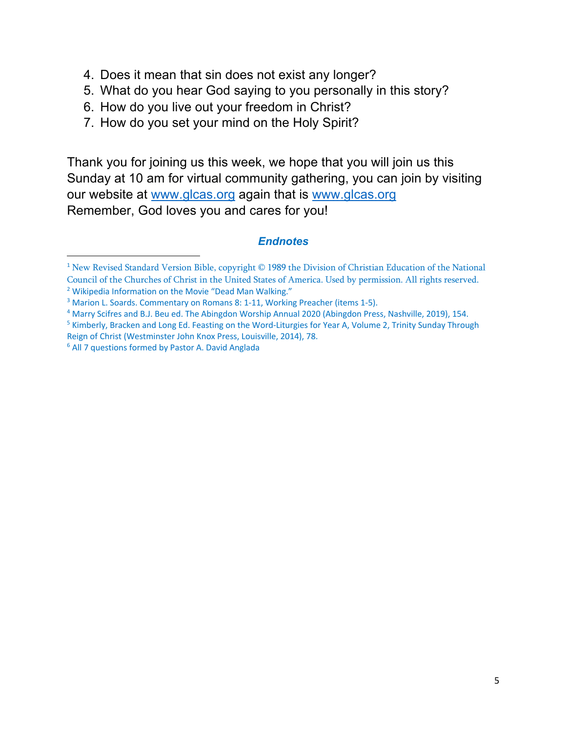4. Does it mean that sin does not exist any longer?
5. What do you hear God saying to you personally in this story?
6. How do you live out your freedom in Christ?
7. How do you set your mind on the Holy Spirit?

Thank you for joining us this week, we hope that you will join us this Sunday at 10 am for virtual community gathering, you can join by visiting our website at [www.glcas.org](http://www.glcas.org) again that is [www.glcas.org](http://www.glcas.org)
Remember, God loves you and cares for you!

### *Endnotes*

---

[1] New Revised Standard Version Bible, copyright © 1989 the Division of Christian Education of the National Council of the Churches of Christ in the United States of America. Used by permission. All rights reserved.
[2] Wikipedia Information on the Movie "Dead Man Walking."
[3] Marion L. Soards. Commentary on Romans 8: 1-11, Working Preacher (items 1-5).
[4] Marry Scifres and B.J. Beu ed. The Abingdon Worship Annual 2020 (Abingdon Press, Nashville, 2019), 154.
[5] Kimberly, Bracken and Long Ed. Feasting on the Word-Liturgies for Year A, Volume 2, Trinity Sunday Through Reign of Christ (Westminster John Knox Press, Louisville, 2014), 78.
[6] All 7 questions formed by Pastor A. David Anglada